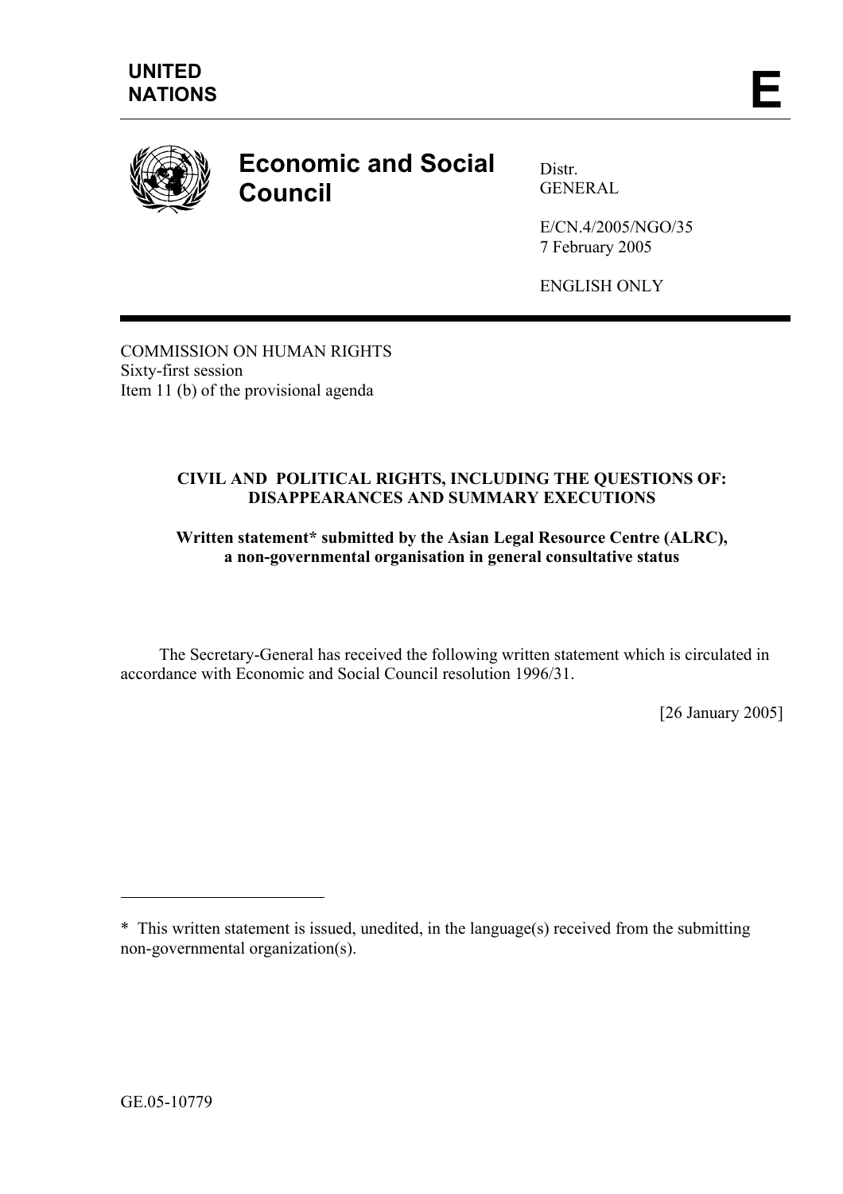**UNITED NATIONS**

**E**

# Economic and Social Council

Distr.
GENERAL

E/CN.4/2005/NGO/35
7 February 2005

ENGLISH ONLY

COMMISSION ON HUMAN RIGHTS
Sixty-first session
Item 11 (b) of the provisional agenda

## CIVIL AND POLITICAL RIGHTS, INCLUDING THE QUESTIONS OF: DISAPPEARANCES AND SUMMARY EXECUTIONS

**Written statement* submitted by the Asian Legal Resource Centre (ALRC), a non-governmental organisation in general consultative status**

The Secretary-General has received the following written statement which is circulated in accordance with Economic and Social Council resolution 1996/31.

[26 January 2005]

---

* This written statement is issued, unedited, in the language(s) received from the submitting non-governmental organization(s).

GE.05-10779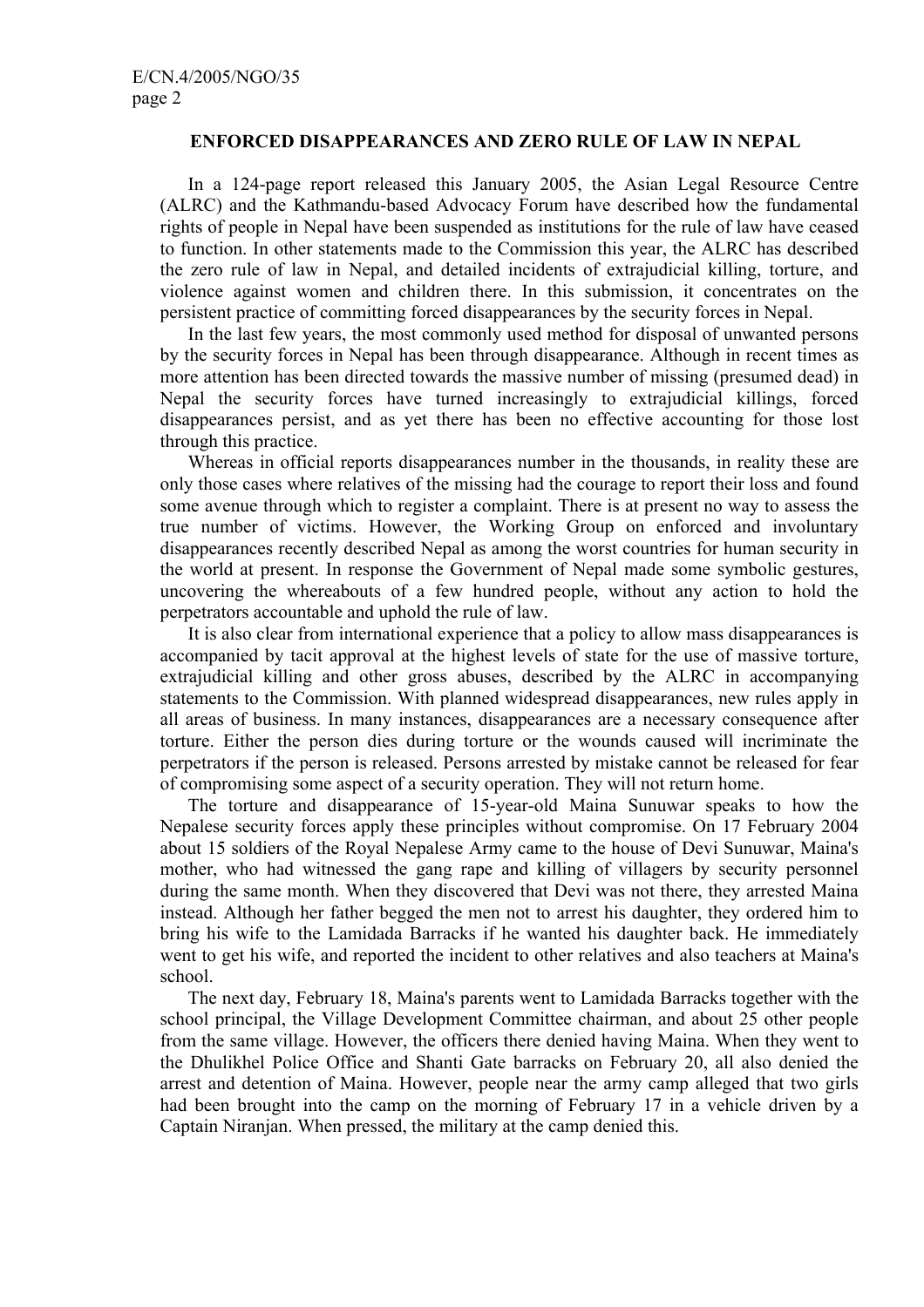## ENFORCED DISAPPEARANCES AND ZERO RULE OF LAW IN NEPAL

In a 124-page report released this January 2005, the Asian Legal Resource Centre (ALRC) and the Kathmandu-based Advocacy Forum have described how the fundamental rights of people in Nepal have been suspended as institutions for the rule of law have ceased to function. In other statements made to the Commission this year, the ALRC has described the zero rule of law in Nepal, and detailed incidents of extrajudicial killing, torture, and violence against women and children there. In this submission, it concentrates on the persistent practice of committing forced disappearances by the security forces in Nepal.

In the last few years, the most commonly used method for disposal of unwanted persons by the security forces in Nepal has been through disappearance. Although in recent times as more attention has been directed towards the massive number of missing (presumed dead) in Nepal the security forces have turned increasingly to extrajudicial killings, forced disappearances persist, and as yet there has been no effective accounting for those lost through this practice.

Whereas in official reports disappearances number in the thousands, in reality these are only those cases where relatives of the missing had the courage to report their loss and found some avenue through which to register a complaint. There is at present no way to assess the true number of victims. However, the Working Group on enforced and involuntary disappearances recently described Nepal as among the worst countries for human security in the world at present. In response the Government of Nepal made some symbolic gestures, uncovering the whereabouts of a few hundred people, without any action to hold the perpetrators accountable and uphold the rule of law.

It is also clear from international experience that a policy to allow mass disappearances is accompanied by tacit approval at the highest levels of state for the use of massive torture, extrajudicial killing and other gross abuses, described by the ALRC in accompanying statements to the Commission. With planned widespread disappearances, new rules apply in all areas of business. In many instances, disappearances are a necessary consequence after torture. Either the person dies during torture or the wounds caused will incriminate the perpetrators if the person is released. Persons arrested by mistake cannot be released for fear of compromising some aspect of a security operation. They will not return home.

The torture and disappearance of 15-year-old Maina Sunuwar speaks to how the Nepalese security forces apply these principles without compromise. On 17 February 2004 about 15 soldiers of the Royal Nepalese Army came to the house of Devi Sunuwar, Maina's mother, who had witnessed the gang rape and killing of villagers by security personnel during the same month. When they discovered that Devi was not there, they arrested Maina instead. Although her father begged the men not to arrest his daughter, they ordered him to bring his wife to the Lamidada Barracks if he wanted his daughter back. He immediately went to get his wife, and reported the incident to other relatives and also teachers at Maina's school.

The next day, February 18, Maina's parents went to Lamidada Barracks together with the school principal, the Village Development Committee chairman, and about 25 other people from the same village. However, the officers there denied having Maina. When they went to the Dhulikhel Police Office and Shanti Gate barracks on February 20, all also denied the arrest and detention of Maina. However, people near the army camp alleged that two girls had been brought into the camp on the morning of February 17 in a vehicle driven by a Captain Niranjan. When pressed, the military at the camp denied this.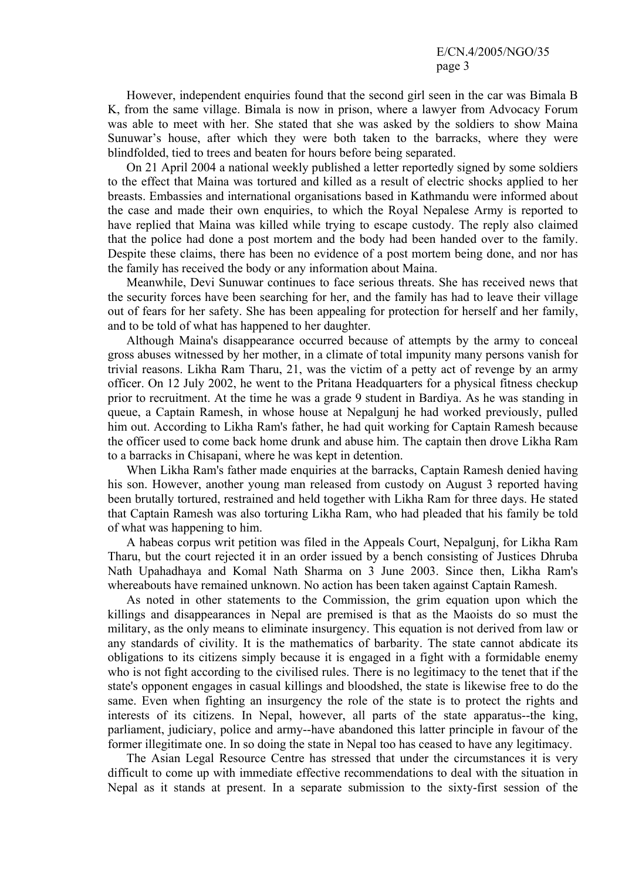However, independent enquiries found that the second girl seen in the car was Bimala B K, from the same village. Bimala is now in prison, where a lawyer from Advocacy Forum was able to meet with her. She stated that she was asked by the soldiers to show Maina Sunuwar's house, after which they were both taken to the barracks, where they were blindfolded, tied to trees and beaten for hours before being separated.

On 21 April 2004 a national weekly published a letter reportedly signed by some soldiers to the effect that Maina was tortured and killed as a result of electric shocks applied to her breasts. Embassies and international organisations based in Kathmandu were informed about the case and made their own enquiries, to which the Royal Nepalese Army is reported to have replied that Maina was killed while trying to escape custody. The reply also claimed that the police had done a post mortem and the body had been handed over to the family. Despite these claims, there has been no evidence of a post mortem being done, and nor has the family has received the body or any information about Maina.

Meanwhile, Devi Sunuwar continues to face serious threats. She has received news that the security forces have been searching for her, and the family has had to leave their village out of fears for her safety. She has been appealing for protection for herself and her family, and to be told of what has happened to her daughter.

Although Maina's disappearance occurred because of attempts by the army to conceal gross abuses witnessed by her mother, in a climate of total impunity many persons vanish for trivial reasons. Likha Ram Tharu, 21, was the victim of a petty act of revenge by an army officer. On 12 July 2002, he went to the Pritana Headquarters for a physical fitness checkup prior to recruitment. At the time he was a grade 9 student in Bardiya. As he was standing in queue, a Captain Ramesh, in whose house at Nepalgunj he had worked previously, pulled him out. According to Likha Ram's father, he had quit working for Captain Ramesh because the officer used to come back home drunk and abuse him. The captain then drove Likha Ram to a barracks in Chisapani, where he was kept in detention.

When Likha Ram's father made enquiries at the barracks, Captain Ramesh denied having his son. However, another young man released from custody on August 3 reported having been brutally tortured, restrained and held together with Likha Ram for three days. He stated that Captain Ramesh was also torturing Likha Ram, who had pleaded that his family be told of what was happening to him.

A habeas corpus writ petition was filed in the Appeals Court, Nepalgunj, for Likha Ram Tharu, but the court rejected it in an order issued by a bench consisting of Justices Dhruba Nath Upahadhaya and Komal Nath Sharma on 3 June 2003. Since then, Likha Ram's whereabouts have remained unknown. No action has been taken against Captain Ramesh.

As noted in other statements to the Commission, the grim equation upon which the killings and disappearances in Nepal are premised is that as the Maoists do so must the military, as the only means to eliminate insurgency. This equation is not derived from law or any standards of civility. It is the mathematics of barbarity. The state cannot abdicate its obligations to its citizens simply because it is engaged in a fight with a formidable enemy who is not fight according to the civilised rules. There is no legitimacy to the tenet that if the state's opponent engages in casual killings and bloodshed, the state is likewise free to do the same. Even when fighting an insurgency the role of the state is to protect the rights and interests of its citizens. In Nepal, however, all parts of the state apparatus--the king, parliament, judiciary, police and army--have abandoned this latter principle in favour of the former illegitimate one. In so doing the state in Nepal too has ceased to have any legitimacy.

The Asian Legal Resource Centre has stressed that under the circumstances it is very difficult to come up with immediate effective recommendations to deal with the situation in Nepal as it stands at present. In a separate submission to the sixty-first session of the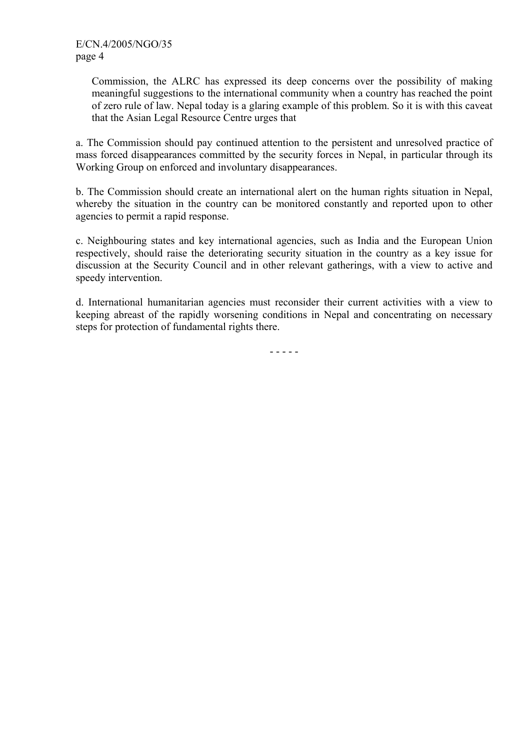Commission, the ALRC has expressed its deep concerns over the possibility of making meaningful suggestions to the international community when a country has reached the point of zero rule of law. Nepal today is a glaring example of this problem. So it is with this caveat that the Asian Legal Resource Centre urges that

a. The Commission should pay continued attention to the persistent and unresolved practice of mass forced disappearances committed by the security forces in Nepal, in particular through its Working Group on enforced and involuntary disappearances.

b. The Commission should create an international alert on the human rights situation in Nepal, whereby the situation in the country can be monitored constantly and reported upon to other agencies to permit a rapid response.

c. Neighbouring states and key international agencies, such as India and the European Union respectively, should raise the deteriorating security situation in the country as a key issue for discussion at the Security Council and in other relevant gatherings, with a view to active and speedy intervention.

d. International humanitarian agencies must reconsider their current activities with a view to keeping abreast of the rapidly worsening conditions in Nepal and concentrating on necessary steps for protection of fundamental rights there.

- - - - -